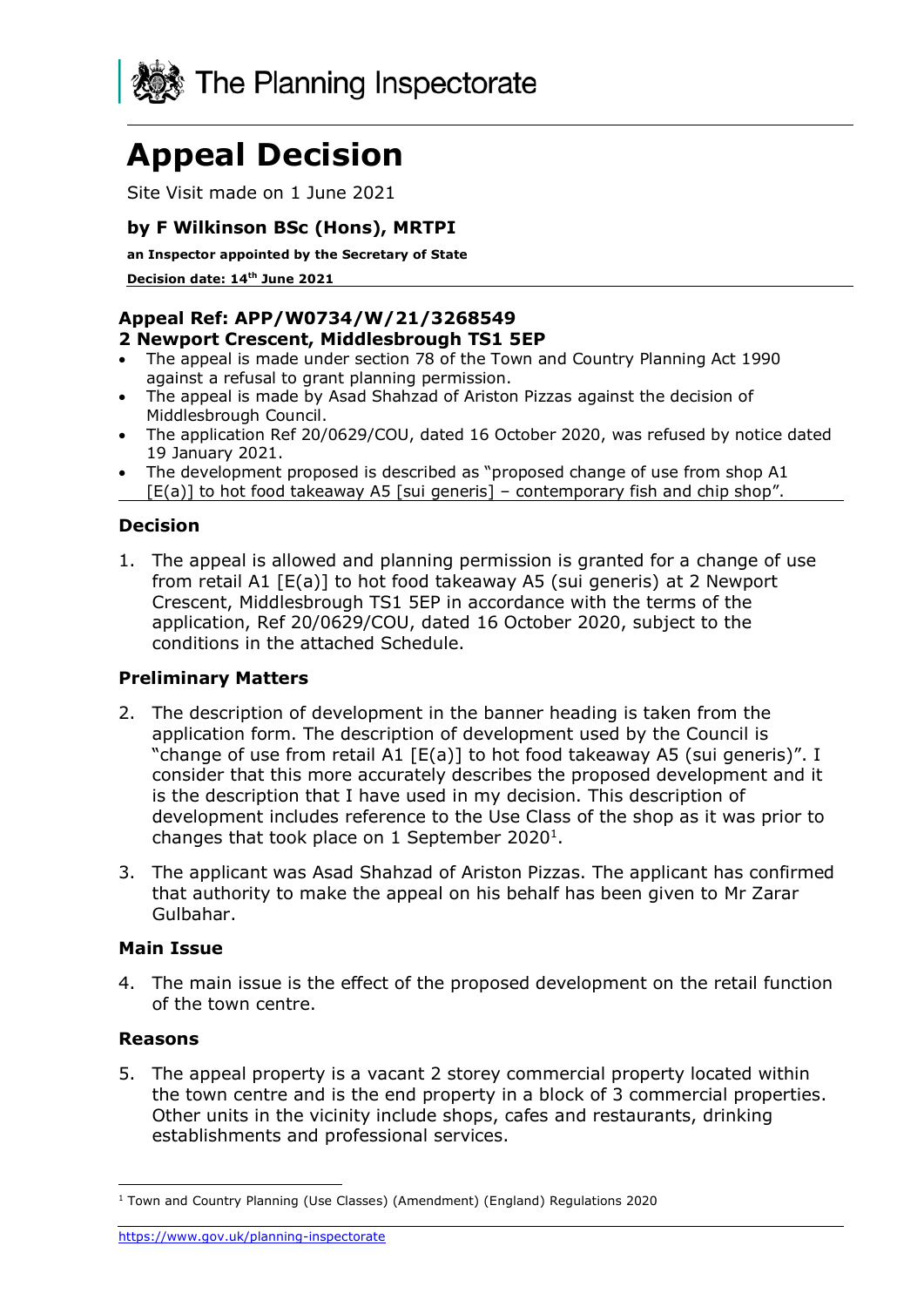The Planning Inspectorate

# Appeal Decision

Site Visit made on 1 June 2021

**by F Wilkinson BSc (Hons), MRTPI**

**an Inspector appointed by the Secretary of State**

**Decision date: 14th June 2021**

**Appeal Ref: APP/W0734/W/21/3268549**
**2 Newport Crescent, Middlesbrough TS1 5EP**

- The appeal is made under section 78 of the Town and Country Planning Act 1990 against a refusal to grant planning permission.
- The appeal is made by Asad Shahzad of Ariston Pizzas against the decision of Middlesbrough Council.
- The application Ref 20/0629/COU, dated 16 October 2020, was refused by notice dated 19 January 2021.
- The development proposed is described as "proposed change of use from shop A1 [E(a)] to hot food takeaway A5 [sui generis] – contemporary fish and chip shop".

## Decision

1. The appeal is allowed and planning permission is granted for a change of use from retail A1 [E(a)] to hot food takeaway A5 (sui generis) at 2 Newport Crescent, Middlesbrough TS1 5EP in accordance with the terms of the application, Ref 20/0629/COU, dated 16 October 2020, subject to the conditions in the attached Schedule.

## Preliminary Matters

2. The description of development in the banner heading is taken from the application form. The description of development used by the Council is "change of use from retail A1 [E(a)] to hot food takeaway A5 (sui generis)". I consider that this more accurately describes the proposed development and it is the description that I have used in my decision. This description of development includes reference to the Use Class of the shop as it was prior to changes that took place on 1 September 2020[1].

3. The applicant was Asad Shahzad of Ariston Pizzas. The applicant has confirmed that authority to make the appeal on his behalf has been given to Mr Zarar Gulbahar.

## Main Issue

4. The main issue is the effect of the proposed development on the retail function of the town centre.

## Reasons

5. The appeal property is a vacant 2 storey commercial property located within the town centre and is the end property in a block of 3 commercial properties. Other units in the vicinity include shops, cafes and restaurants, drinking establishments and professional services.

[1] Town and Country Planning (Use Classes) (Amendment) (England) Regulations 2020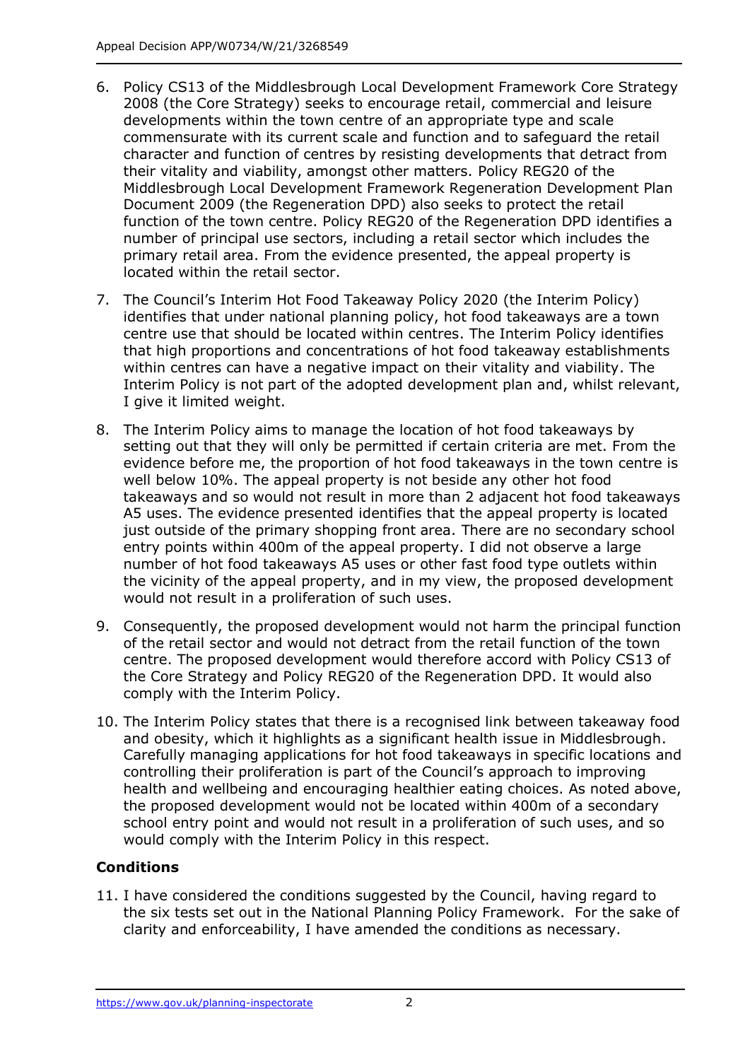6. Policy CS13 of the Middlesbrough Local Development Framework Core Strategy 2008 (the Core Strategy) seeks to encourage retail, commercial and leisure developments within the town centre of an appropriate type and scale commensurate with its current scale and function and to safeguard the retail character and function of centres by resisting developments that detract from their vitality and viability, amongst other matters. Policy REG20 of the Middlesbrough Local Development Framework Regeneration Development Plan Document 2009 (the Regeneration DPD) also seeks to protect the retail function of the town centre. Policy REG20 of the Regeneration DPD identifies a number of principal use sectors, including a retail sector which includes the primary retail area. From the evidence presented, the appeal property is located within the retail sector.

7. The Council's Interim Hot Food Takeaway Policy 2020 (the Interim Policy) identifies that under national planning policy, hot food takeaways are a town centre use that should be located within centres. The Interim Policy identifies that high proportions and concentrations of hot food takeaway establishments within centres can have a negative impact on their vitality and viability. The Interim Policy is not part of the adopted development plan and, whilst relevant, I give it limited weight.

8. The Interim Policy aims to manage the location of hot food takeaways by setting out that they will only be permitted if certain criteria are met. From the evidence before me, the proportion of hot food takeaways in the town centre is well below 10%. The appeal property is not beside any other hot food takeaways and so would not result in more than 2 adjacent hot food takeaways A5 uses. The evidence presented identifies that the appeal property is located just outside of the primary shopping front area. There are no secondary school entry points within 400m of the appeal property. I did not observe a large number of hot food takeaways A5 uses or other fast food type outlets within the vicinity of the appeal property, and in my view, the proposed development would not result in a proliferation of such uses.

9. Consequently, the proposed development would not harm the principal function of the retail sector and would not detract from the retail function of the town centre. The proposed development would therefore accord with Policy CS13 of the Core Strategy and Policy REG20 of the Regeneration DPD. It would also comply with the Interim Policy.

10. The Interim Policy states that there is a recognised link between takeaway food and obesity, which it highlights as a significant health issue in Middlesbrough. Carefully managing applications for hot food takeaways in specific locations and controlling their proliferation is part of the Council's approach to improving health and wellbeing and encouraging healthier eating choices. As noted above, the proposed development would not be located within 400m of a secondary school entry point and would not result in a proliferation of such uses, and so would comply with the Interim Policy in this respect.

**Conditions**

11. I have considered the conditions suggested by the Council, having regard to the six tests set out in the National Planning Policy Framework. For the sake of clarity and enforceability, I have amended the conditions as necessary.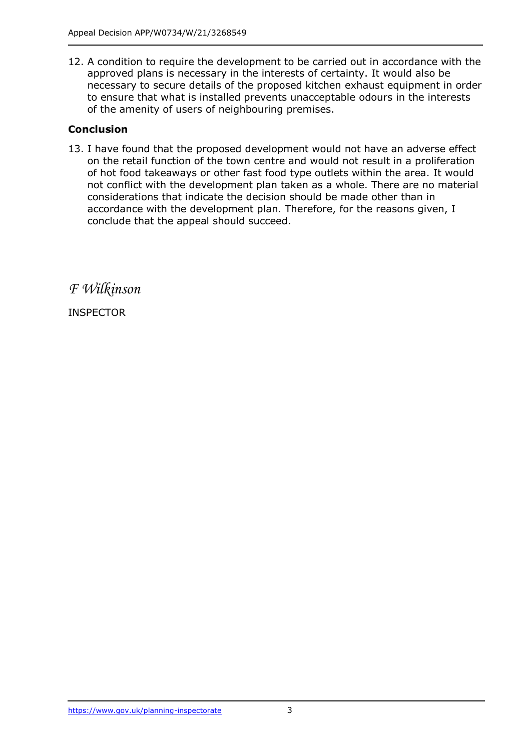12. A condition to require the development to be carried out in accordance with the approved plans is necessary in the interests of certainty. It would also be necessary to secure details of the proposed kitchen exhaust equipment in order to ensure that what is installed prevents unacceptable odours in the interests of the amenity of users of neighbouring premises.

**Conclusion**

13. I have found that the proposed development would not have an adverse effect on the retail function of the town centre and would not result in a proliferation of hot food takeaways or other fast food type outlets within the area. It would not conflict with the development plan taken as a whole. There are no material considerations that indicate the decision should be made other than in accordance with the development plan. Therefore, for the reasons given, I conclude that the appeal should succeed.

*F Wilkinson*

INSPECTOR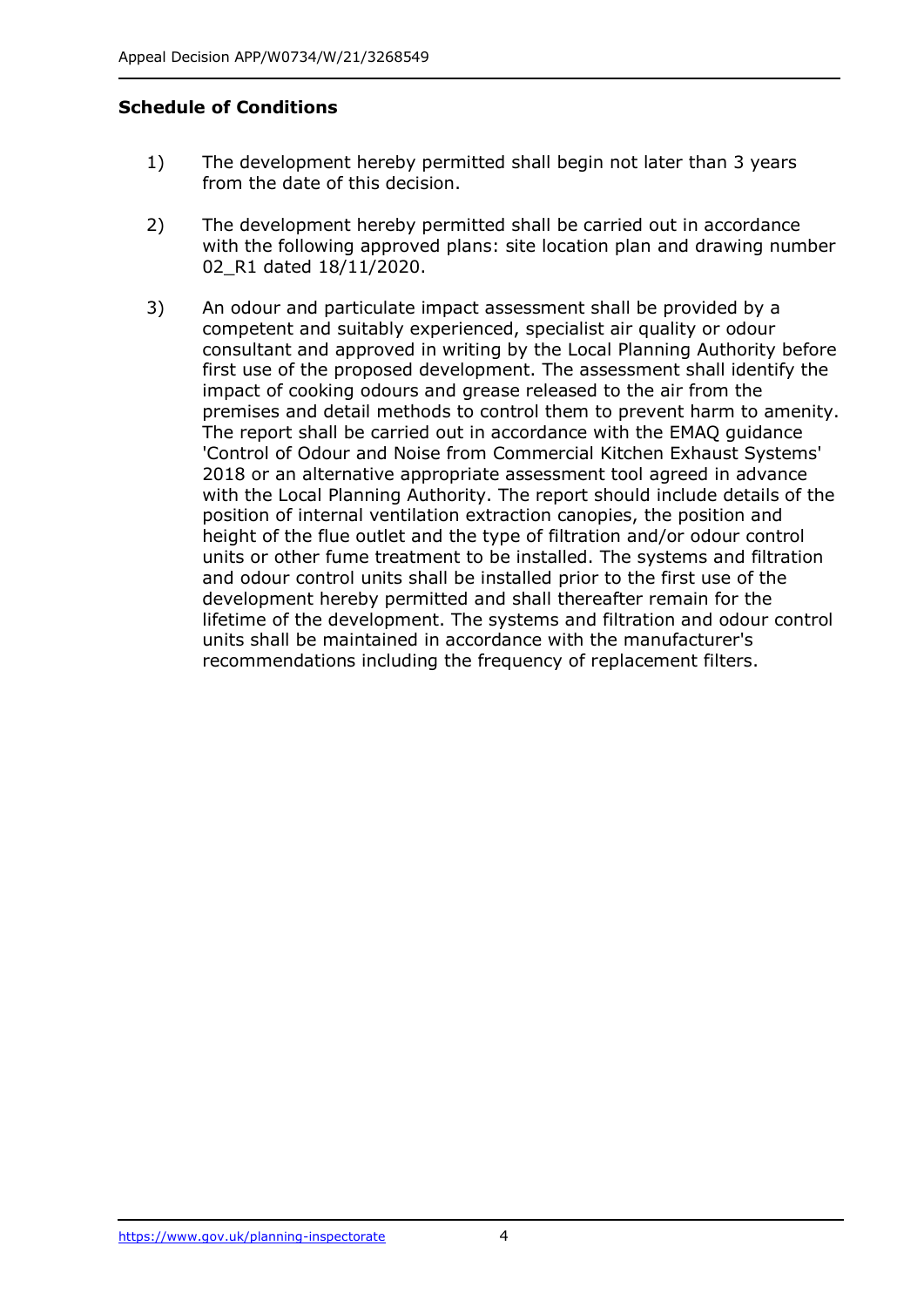**Schedule of Conditions**

1) The development hereby permitted shall begin not later than 3 years from the date of this decision.

2) The development hereby permitted shall be carried out in accordance with the following approved plans: site location plan and drawing number 02_R1 dated 18/11/2020.

3) An odour and particulate impact assessment shall be provided by a competent and suitably experienced, specialist air quality or odour consultant and approved in writing by the Local Planning Authority before first use of the proposed development. The assessment shall identify the impact of cooking odours and grease released to the air from the premises and detail methods to control them to prevent harm to amenity. The report shall be carried out in accordance with the EMAQ guidance 'Control of Odour and Noise from Commercial Kitchen Exhaust Systems' 2018 or an alternative appropriate assessment tool agreed in advance with the Local Planning Authority. The report should include details of the position of internal ventilation extraction canopies, the position and height of the flue outlet and the type of filtration and/or odour control units or other fume treatment to be installed. The systems and filtration and odour control units shall be installed prior to the first use of the development hereby permitted and shall thereafter remain for the lifetime of the development. The systems and filtration and odour control units shall be maintained in accordance with the manufacturer's recommendations including the frequency of replacement filters.